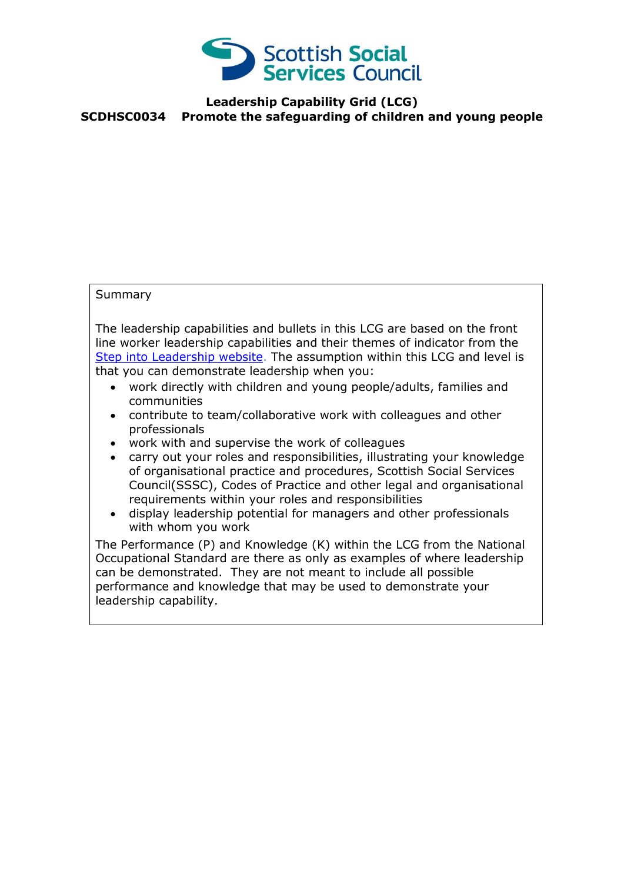Scottish Social Services Council

# Leadership Capability Grid (LCG)

## SCDHSC0034 Promote the safeguarding of children and young people

Summary

The leadership capabilities and bullets in this LCG are based on the front line worker leadership capabilities and their themes of indicator from the Step into Leadership website. The assumption within this LCG and level is that you can demonstrate leadership when you:

- work directly with children and young people/adults, families and communities
- contribute to team/collaborative work with colleagues and other professionals
- work with and supervise the work of colleagues
- carry out your roles and responsibilities, illustrating your knowledge of organisational practice and procedures, Scottish Social Services Council(SSSC), Codes of Practice and other legal and organisational requirements within your roles and responsibilities
- display leadership potential for managers and other professionals with whom you work

The Performance (P) and Knowledge (K) within the LCG from the National Occupational Standard are there as only as examples of where leadership can be demonstrated. They are not meant to include all possible performance and knowledge that may be used to demonstrate your leadership capability.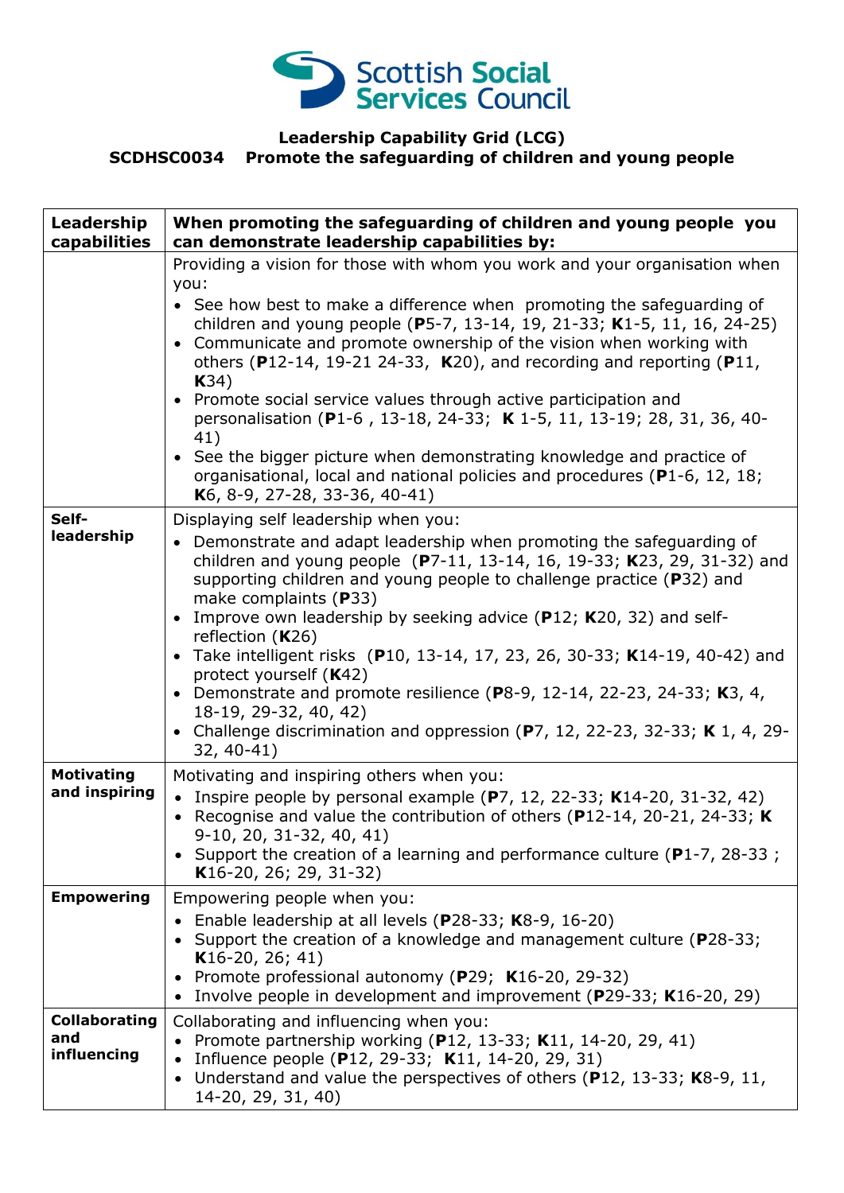**Leadership Capability Grid (LCG)**
**SCDHSC0034 Promote the safeguarding of children and young people**

| Leadership capabilities | When promoting the safeguarding of children and young people you can demonstrate leadership capabilities by: |
|---|---|
| | Providing a vision for those with whom you work and your organisation when you:<br>• See how best to make a difference when promoting the safeguarding of children and young people (**P**5-7, 13-14, 19, 21-33; **K**1-5, 11, 16, 24-25)<br>• Communicate and promote ownership of the vision when working with others (**P**12-14, 19-21 24-33, **K**20), and recording and reporting (**P**11, **K**34)<br>• Promote social service values through active participation and personalisation (**P**1-6 , 13-18, 24-33; **K** 1-5, 11, 13-19; 28, 31, 36, 40-41)<br>• See the bigger picture when demonstrating knowledge and practice of organisational, local and national policies and procedures (**P**1-6, 12, 18; **K**6, 8-9, 27-28, 33-36, 40-41) |
| **Self-leadership** | Displaying self leadership when you:<br>• Demonstrate and adapt leadership when promoting the safeguarding of children and young people (**P**7-11, 13-14, 16, 19-33; **K**23, 29, 31-32) and supporting children and young people to challenge practice (**P**32) and make complaints (**P**33)<br>• Improve own leadership by seeking advice (**P**12; **K**20, 32) and self-reflection (**K**26)<br>• Take intelligent risks (**P**10, 13-14, 17, 23, 26, 30-33; **K**14-19, 40-42) and protect yourself (**K**42)<br>• Demonstrate and promote resilience (**P**8-9, 12-14, 22-23, 24-33; **K**3, 4, 18-19, 29-32, 40, 42)<br>• Challenge discrimination and oppression (**P**7, 12, 22-23, 32-33; **K** 1, 4, 29-32, 40-41) |
| **Motivating and inspiring** | Motivating and inspiring others when you:<br>• Inspire people by personal example (**P**7, 12, 22-33; **K**14-20, 31-32, 42)<br>• Recognise and value the contribution of others (**P**12-14, 20-21, 24-33; **K** 9-10, 20, 31-32, 40, 41)<br>• Support the creation of a learning and performance culture (**P**1-7, 28-33 ; **K**16-20, 26; 29, 31-32) |
| **Empowering** | Empowering people when you:<br>• Enable leadership at all levels (**P**28-33; **K**8-9, 16-20)<br>• Support the creation of a knowledge and management culture (**P**28-33; **K**16-20, 26; 41)<br>• Promote professional autonomy (**P**29; **K**16-20, 29-32)<br>• Involve people in development and improvement (**P**29-33; **K**16-20, 29) |
| **Collaborating and influencing** | Collaborating and influencing when you:<br>• Promote partnership working (**P**12, 13-33; **K**11, 14-20, 29, 41)<br>• Influence people (**P**12, 29-33; **K**11, 14-20, 29, 31)<br>• Understand and value the perspectives of others (**P**12, 13-33; **K**8-9, 11, 14-20, 29, 31, 40) |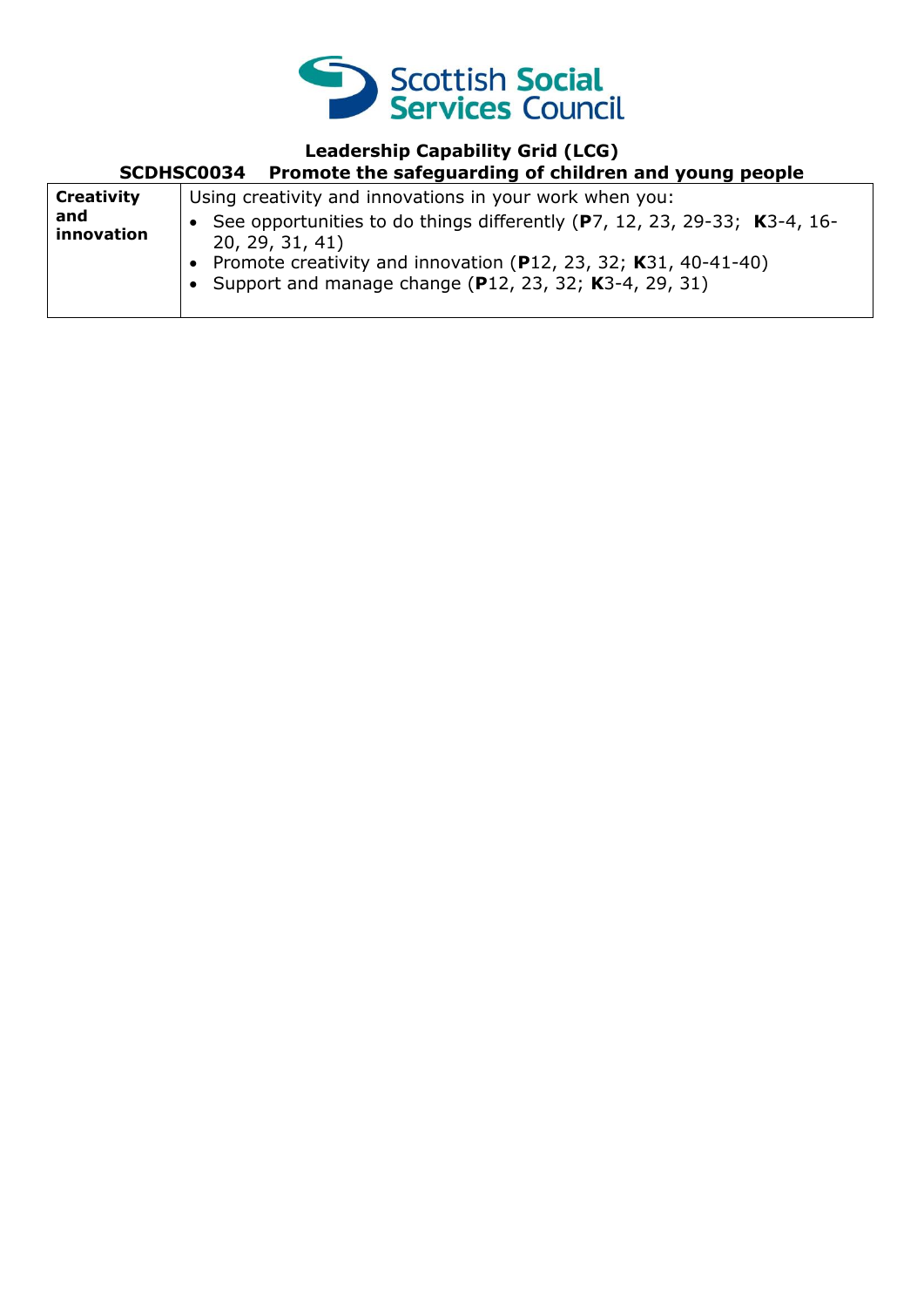**Leadership Capability Grid (LCG)**

**SCDHSC0034 Promote the safeguarding of children and young people**

| | |
|---|---|
| **Creativity and innovation** | Using creativity and innovations in your work when you:<br>• See opportunities to do things differently (**P**7, 12, 23, 29-33; **K**3-4, 16-20, 29, 31, 41)<br>• Promote creativity and innovation (**P**12, 23, 32; **K**31, 40-41-40)<br>• Support and manage change (**P**12, 23, 32; **K**3-4, 29, 31) |